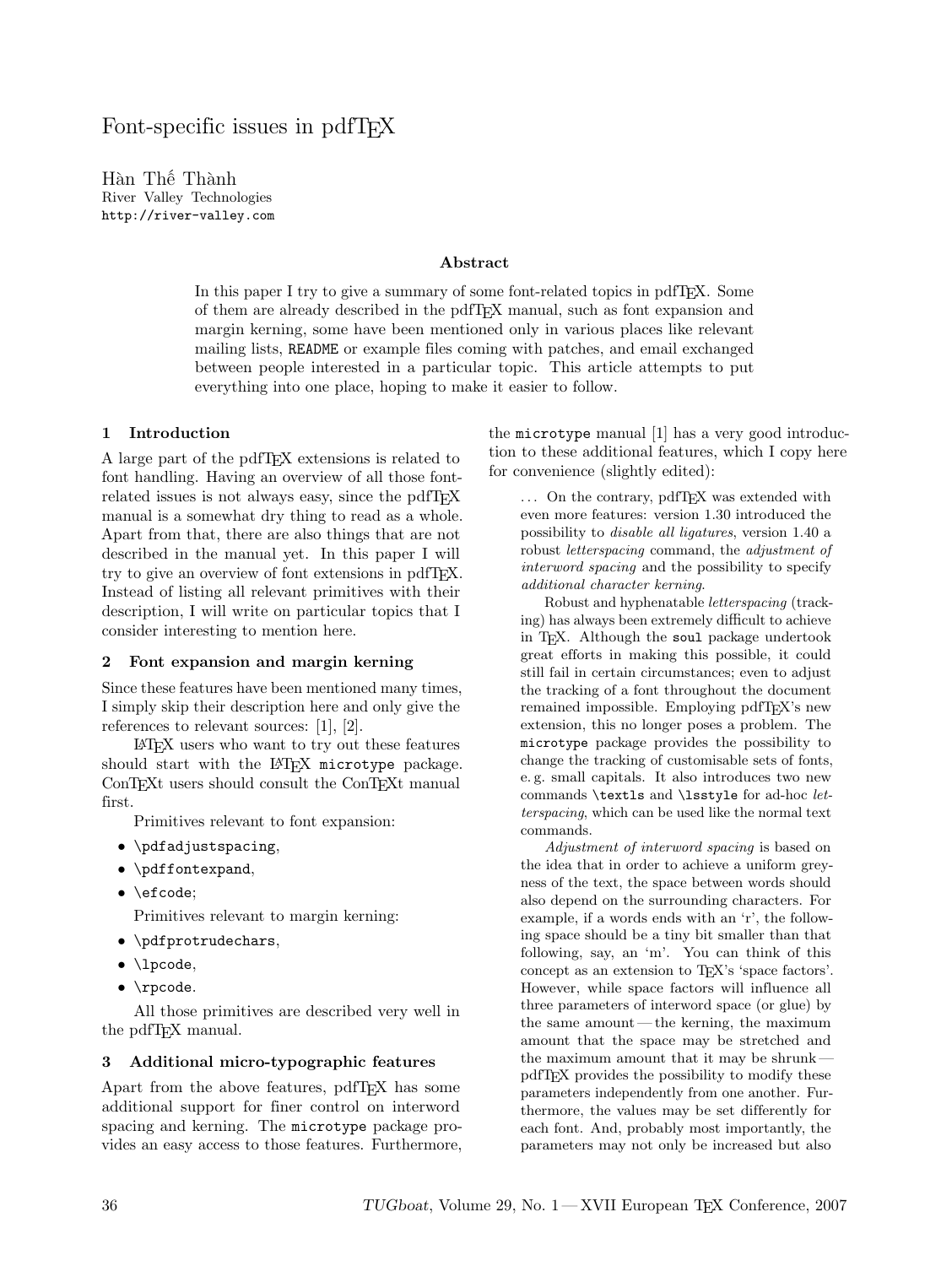// Font-specific issues in pdfTeX

Hàn Thế Thành
River Valley Technologies
http://river-valley.com

### Abstract

In this paper I try to give a summary of some font-related topics in pdfTeX. Some of them are already described in the pdfTeX manual, such as font expansion and margin kerning, some have been mentioned only in various places like relevant mailing lists, `README` or example files coming with patches, and email exchanged between people interested in a particular topic. This article attempts to put everything into one place, hoping to make it easier to follow.

## 1 Introduction

A large part of the pdfTeX extensions is related to font handling. Having an overview of all those font-related issues is not always easy, since the pdfTeX manual is a somewhat dry thing to read as a whole. Apart from that, there are also things that are not described in the manual yet. In this paper I will try to give an overview of font extensions in pdfTeX. Instead of listing all relevant primitives with their description, I will write on particular topics that I consider interesting to mention here.

## 2 Font expansion and margin kerning

Since these features have been mentioned many times, I simply skip their description here and only give the references to relevant sources: [1], [2].

LaTeX users who want to try out these features should start with the LaTeX `microtype` package. ConTeXt users should consult the ConTeXt manual first.

Primitives relevant to font expansion:

- `\pdfadjustspacing`,
- `\pdffontexpand`,
- `\efcode`;

Primitives relevant to margin kerning:

- `\pdfprotrudechars`,
- `\lpcode`,
- `\rpcode`.

All those primitives are described very well in the pdfTeX manual.

## 3 Additional micro-typographic features

Apart from the above features, pdfTeX has some additional support for finer control on interword spacing and kerning. The `microtype` package provides an easy access to those features. Furthermore, the `microtype` manual [1] has a very good introduction to these additional features, which I copy here for convenience (slightly edited):

> ... On the contrary, pdfTeX was extended with even more features: version 1.30 introduced the possibility to *disable all ligatures*, version 1.40 a robust *letterspacing* command, the *adjustment of interword spacing* and the possibility to specify *additional character kerning*.
>
> Robust and hyphenatable *letterspacing* (tracking) has always been extremely difficult to achieve in TeX. Although the `soul` package undertook great efforts in making this possible, it could still fail in certain circumstances; even to adjust the tracking of a font throughout the document remained impossible. Employing pdfTeX's new extension, this no longer poses a problem. The `microtype` package provides the possibility to change the tracking of customisable sets of fonts, e. g. small capitals. It also introduces two new commands `\textls` and `\lsstyle` for ad-hoc *letterspacing*, which can be used like the normal text commands.
>
> *Adjustment of interword spacing* is based on the idea that in order to achieve a uniform greyness of the text, the space between words should also depend on the surrounding characters. For example, if a words ends with an 'r', the following space should be a tiny bit smaller than that following, say, an 'm'. You can think of this concept as an extension to TeX's 'space factors'. However, while space factors will influence all three parameters of interword space (or glue) by the same amount — the kerning, the maximum amount that the space may be stretched and the maximum amount that it may be shrunk — pdfTeX provides the possibility to modify these parameters independently from one another. Furthermore, the values may be set differently for each font. And, probably most importantly, the parameters may not only be increased but also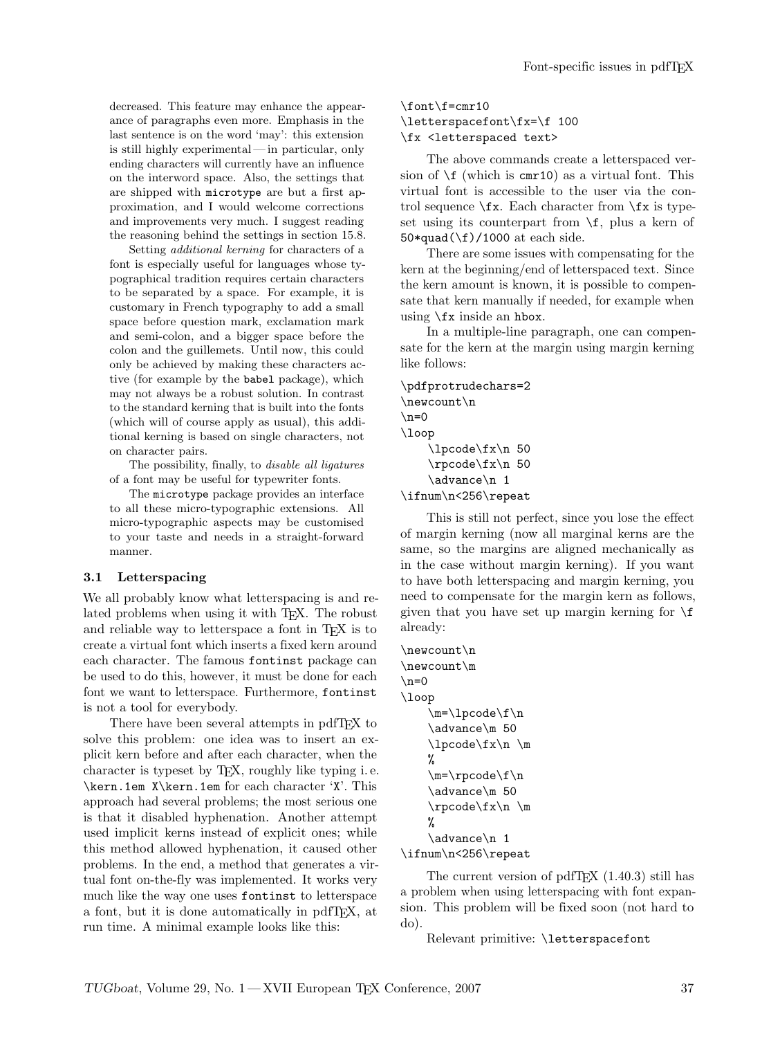decreased. This feature may enhance the appearance of paragraphs even more. Emphasis in the last sentence is on the word 'may': this extension is still highly experimental — in particular, only ending characters will currently have an influence on the interword space. Also, the settings that are shipped with `microtype` are but a first approximation, and I would welcome corrections and improvements very much. I suggest reading the reasoning behind the settings in section 15.8.

Setting *additional kerning* for characters of a font is especially useful for languages whose typographical tradition requires certain characters to be separated by a space. For example, it is customary in French typography to add a small space before question mark, exclamation mark and semi-colon, and a bigger space before the colon and the guillemets. Until now, this could only be achieved by making these characters active (for example by the `babel` package), which may not always be a robust solution. In contrast to the standard kerning that is built into the fonts (which will of course apply as usual), this additional kerning is based on single characters, not on character pairs.

The possibility, finally, to *disable all ligatures* of a font may be useful for typewriter fonts.

The `microtype` package provides an interface to all these micro-typographic extensions. All micro-typographic aspects may be customised to your taste and needs in a straight-forward manner.

### 3.1 Letterspacing

We all probably know what letterspacing is and related problems when using it with TEX. The robust and reliable way to letterspace a font in TEX is to create a virtual font which inserts a fixed kern around each character. The famous `fontinst` package can be used to do this, however, it must be done for each font we want to letterspace. Furthermore, `fontinst` is not a tool for everybody.

There have been several attempts in pdfTEX to solve this problem: one idea was to insert an explicit kern before and after each character, when the character is typeset by TEX, roughly like typing i. e. `\kern.1em X\kern.1em` for each character 'X'. This approach had several problems; the most serious one is that it disabled hyphenation. Another attempt used implicit kerns instead of explicit ones; while this method allowed hyphenation, it caused other problems. In the end, a method that generates a virtual font on-the-fly was implemented. It works very much like the way one uses `fontinst` to letterspace a font, but it is done automatically in pdfTEX, at run time. A minimal example looks like this:

```
\font\f=cmr10
\letterspacefont\fx=\f 100
\fx <letterspaced text>
```

The above commands create a letterspaced version of `\f` (which is `cmr10`) as a virtual font. This virtual font is accessible to the user via the control sequence `\fx`. Each character from `\fx` is typeset using its counterpart from `\f`, plus a kern of `50*quad(\f)/1000` at each side.

There are some issues with compensating for the kern at the beginning/end of letterspaced text. Since the kern amount is known, it is possible to compensate that kern manually if needed, for example when using `\fx` inside an `hbox`.

In a multiple-line paragraph, one can compensate for the kern at the margin using margin kerning like follows:

```
\pdfprotrudechars=2
\newcount\n
\n=0
\loop
    \lpcode\fx\n 50
    \rpcode\fx\n 50
    \advance\n 1
\ifnum\n<256\repeat
```

This is still not perfect, since you lose the effect of margin kerning (now all marginal kerns are the same, so the margins are aligned mechanically as in the case without margin kerning). If you want to have both letterspacing and margin kerning, you need to compensate for the margin kern as follows, given that you have set up margin kerning for `\f` already:

```
\newcount\n
\newcount\m
\n=0
\loop
    \m=\lpcode\f\n
    \advance\m 50
    \lpcode\fx\n \m
    %
    \m=\rpcode\f\n
    \advance\m 50
    \rpcode\fx\n \m
    %
    \advance\n 1
\ifnum\n<256\repeat
```

The current version of pdfTEX (1.40.3) still has a problem when using letterspacing with font expansion. This problem will be fixed soon (not hard to do).

Relevant primitive: `\letterspacefont`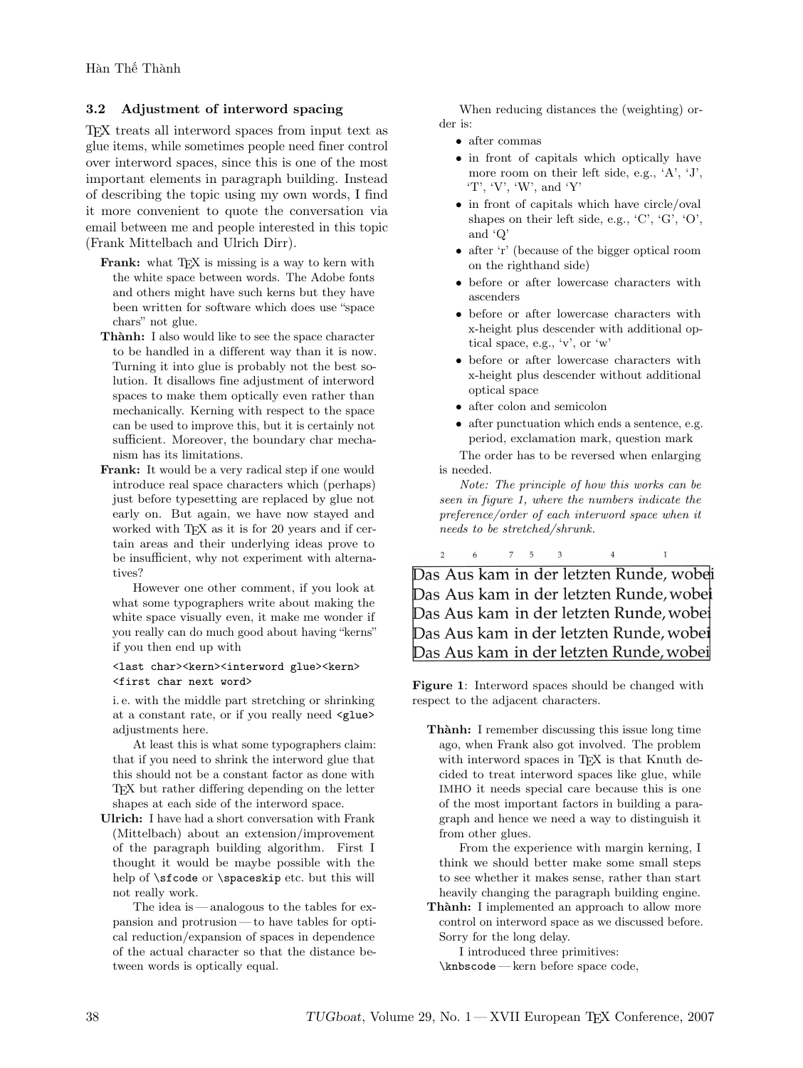### 3.2 Adjustment of interword spacing

TeX treats all interword spaces from input text as glue items, while sometimes people need finer control over interword spaces, since this is one of the most important elements in paragraph building. Instead of describing the topic using my own words, I find it more convenient to quote the conversation via email between me and people interested in this topic (Frank Mittelbach and Ulrich Dirr).

**Frank:** what TeX is missing is a way to kern with the white space between words. The Adobe fonts and others might have such kerns but they have been written for software which does use "space chars" not glue.

**Thành:** I also would like to see the space character to be handled in a different way than it is now. Turning it into glue is probably not the best solution. It disallows fine adjustment of interword spaces to make them optically even rather than mechanically. Kerning with respect to the space can be used to improve this, but it is certainly not sufficient. Moreover, the boundary char mechanism has its limitations.

**Frank:** It would be a very radical step if one would introduce real space characters which (perhaps) just before typesetting are replaced by glue not early on. But again, we have now stayed and worked with TeX as it is for 20 years and if certain areas and their underlying ideas prove to be insufficient, why not experiment with alternatives?

However one other comment, if you look at what some typographers write about making the white space visually even, it make me wonder if you really can do much good about having "kerns" if you then end up with

```
<last char><kern><interword glue><kern>
<first char next word>
```

i. e. with the middle part stretching or shrinking at a constant rate, or if you really need `<glue>` adjustments here.

At least this is what some typographers claim: that if you need to shrink the interword glue that this should not be a constant factor as done with TeX but rather differing depending on the letter shapes at each side of the interword space.

**Ulrich:** I have had a short conversation with Frank (Mittelbach) about an extension/improvement of the paragraph building algorithm. First I thought it would be maybe possible with the help of `\sfcode` or `\spaceskip` etc. but this will not really work.

The idea is — analogous to the tables for expansion and protrusion — to have tables for optical reduction/expansion of spaces in dependence of the actual character so that the distance between words is optically equal.

When reducing distances the (weighting) order is:

- after commas
- in front of capitals which optically have more room on their left side, e.g., 'A', 'J', 'T', 'V', 'W', and 'Y'
- in front of capitals which have circle/oval shapes on their left side, e.g., 'C', 'G', 'O', and 'Q'
- after 'r' (because of the bigger optical room on the righthand side)
- before or after lowercase characters with ascenders
- before or after lowercase characters with x-height plus descender with additional optical space, e.g., 'v', or 'w'
- before or after lowercase characters with x-height plus descender without additional optical space
- after colon and semicolon
- after punctuation which ends a sentence, e.g. period, exclamation mark, question mark

The order has to be reversed when enlarging is needed.

*Note: The principle of how this works can be seen in figure 1, where the numbers indicate the preference/order of each interword space when it needs to be stretched/shrunk.*

```
 2     6    7  5    3          4          1
Das Aus kam in der letzten Runde, wobei
Das Aus kam in der letzten Runde,wobei
Das Aus kam in der letzten Runde,wobei
Das Aus kam in der letzten Runde,wobei
Das Aus kam in der letzten Runde,wobei
```

**Figure 1**: Interword spaces should be changed with respect to the adjacent characters.

**Thành:** I remember discussing this issue long time ago, when Frank also got involved. The problem with interword spaces in TeX is that Knuth decided to treat interword spaces like glue, while IMHO it needs special care because this is one of the most important factors in building a paragraph and hence we need a way to distinguish it from other glues.

From the experience with margin kerning, I think we should better make some small steps to see whether it makes sense, rather than start heavily changing the paragraph building engine.

**Thành:** I implemented an approach to allow more control on interword space as we discussed before. Sorry for the long delay.

I introduced three primitives:

`\knbscode` — kern before space code,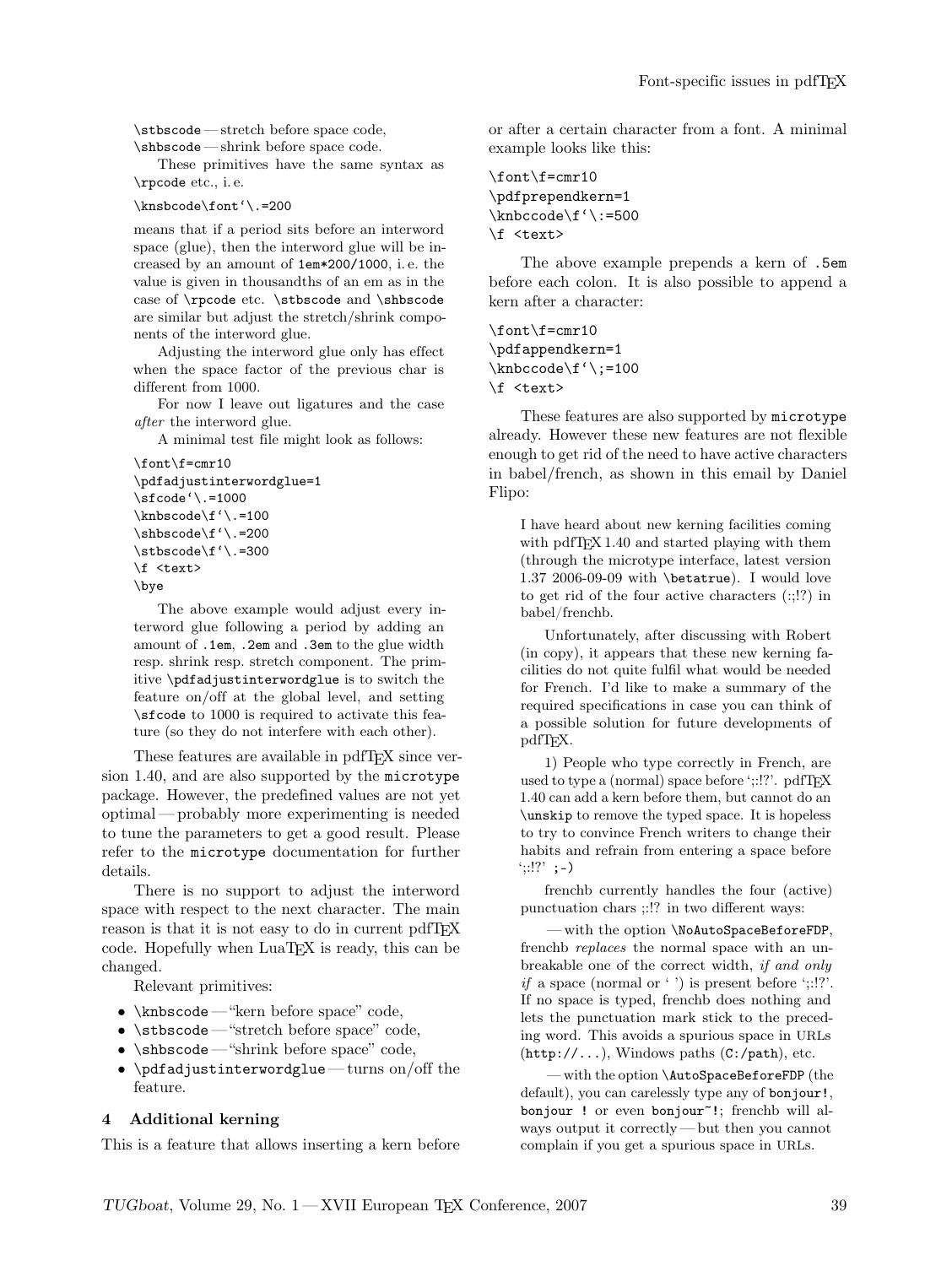\stbscode — stretch before space code,
\shbscode — shrink before space code.

These primitives have the same syntax as \rpcode etc., i. e.

```
\knsbcode\font'\.=200
```

means that if a period sits before an interword space (glue), then the interword glue will be increased by an amount of `1em*200/1000`, i. e. the value is given in thousandths of an em as in the case of \rpcode etc. \stbscode and \shbscode are similar but adjust the stretch/shrink components of the interword glue.

Adjusting the interword glue only has effect when the space factor of the previous char is different from 1000.

For now I leave out ligatures and the case *after* the interword glue.

A minimal test file might look as follows:

```
\font\f=cmr10
\pdfadjustinterwordglue=1
\sfcode'\.=1000
\knbscode\f'\.=100
\shbscode\f'\.=200
\stbscode\f'\.=300
\f <text>
\bye
```

The above example would adjust every interword glue following a period by adding an amount of `.1em`, `.2em` and `.3em` to the glue width resp. shrink resp. stretch component. The primitive \pdfadjustinterwordglue is to switch the feature on/off at the global level, and setting \sfcode to 1000 is required to activate this feature (so they do not interfere with each other).

These features are available in pdfTeX since version 1.40, and are also supported by the `microtype` package. However, the predefined values are not yet optimal — probably more experimenting is needed to tune the parameters to get a good result. Please refer to the `microtype` documentation for further details.

There is no support to adjust the interword space with respect to the next character. The main reason is that it is not easy to do in current pdfTeX code. Hopefully when LuaTeX is ready, this can be changed.

Relevant primitives:

- \knbscode — "kern before space" code,
- \stbscode — "stretch before space" code,
- \shbscode — "shrink before space" code,
- \pdfadjustinterwordglue — turns on/off the feature.

## 4 Additional kerning

This is a feature that allows inserting a kern before or after a certain character from a font. A minimal example looks like this:

```
\font\f=cmr10
\pdfprependkern=1
\knbccode\f'\:=500
\f <text>
```

The above example prepends a kern of `.5em` before each colon. It is also possible to append a kern after a character:

```
\font\f=cmr10
\pdfappendkern=1
\knbccode\f'\;=100
\f <text>
```

These features are also supported by `microtype` already. However these new features are not flexible enough to get rid of the need to have active characters in babel/french, as shown in this email by Daniel Flipo:

> I have heard about new kerning facilities coming with pdfTeX 1.40 and started playing with them (through the microtype interface, latest version 1.37 2006-09-09 with \betatrue). I would love to get rid of the four active characters (:;!?) in babel/frenchb.
>
> Unfortunately, after discussing with Robert (in copy), it appears that these new kerning facilities do not quite fulfil what would be needed for French. I'd like to make a summary of the required specifications in case you can think of a possible solution for future developments of pdfTeX.
>
> 1) People who type correctly in French, are used to type a (normal) space before ';:!?'. pdfTeX 1.40 can add a kern before them, but cannot do an \unskip to remove the typed space. It is hopeless to try to convince French writers to change their habits and refrain from entering a space before ';:!?' `;-)`
>
> frenchb currently handles the four (active) punctuation chars ;:!? in two different ways:
>
> — with the option \NoAutoSpaceBeforeFDP, frenchb *replaces* the normal space with an unbreakable one of the correct width, *if and only if* a space (normal or ' ') is present before ';:!?'. If no space is typed, frenchb does nothing and lets the punctuation mark stick to the preceding word. This avoids a spurious space in URLs (`http://...`), Windows paths (`C:/path`), etc.
>
> — with the option \AutoSpaceBeforeFDP (the default), you can carelessly type any of `bonjour!`, `bonjour !` or even `bonjour~!`; frenchb will always output it correctly — but then you cannot complain if you get a spurious space in URLs.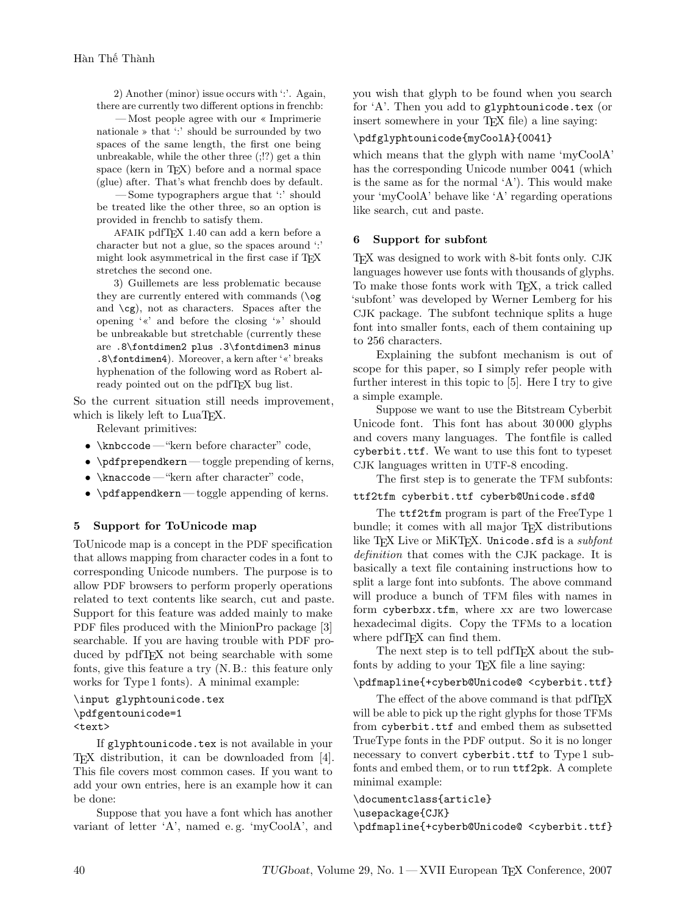2) Another (minor) issue occurs with ':'. Again, there are currently two different options in frenchb:

— Most people agree with our « Imprimerie nationale » that ':' should be surrounded by two spaces of the same length, the first one being unbreakable, while the other three (;!?) get a thin space (kern in TeX) before and a normal space (glue) after. That's what frenchb does by default.

— Some typographers argue that ':' should be treated like the other three, so an option is provided in frenchb to satisfy them.

AFAIK pdfTeX 1.40 can add a kern before a character but not a glue, so the spaces around ':' might look asymmetrical in the first case if TeX stretches the second one.

3) Guillemets are less problematic because they are currently entered with commands (`\og` and `\cg`), not as characters. Spaces after the opening '«' and before the closing '»' should be unbreakable but stretchable (currently these are `.8\fontdimen2 plus .3\fontdimen3 minus .8\fontdimen4`). Moreover, a kern after '«' breaks hyphenation of the following word as Robert already pointed out on the pdfTeX bug list.

So the current situation still needs improvement, which is likely left to LuaTeX.

Relevant primitives:

- `\knbccode` — "kern before character" code,
- `\pdfprependkern` — toggle prepending of kerns,
- `\knaccode` — "kern after character" code,
- `\pdfappendkern` — toggle appending of kerns.

## 5 Support for ToUnicode map

ToUnicode map is a concept in the PDF specification that allows mapping from character codes in a font to corresponding Unicode numbers. The purpose is to allow PDF browsers to perform properly operations related to text contents like search, cut and paste. Support for this feature was added mainly to make PDF files produced with the MinionPro package [3] searchable. If you are having trouble with PDF produced by pdfTeX not being searchable with some fonts, give this feature a try (N. B.: this feature only works for Type 1 fonts). A minimal example:

```
\input glyphtounicode.tex
\pdfgentounicode=1
<text>
```

If `glyphtounicode.tex` is not available in your TeX distribution, it can be downloaded from [4]. This file covers most common cases. If you want to add your own entries, here is an example how it can be done:

Suppose that you have a font which has another variant of letter 'A', named e. g. 'myCoolA', and you wish that glyph to be found when you search for 'A'. Then you add to `glyphtounicode.tex` (or insert somewhere in your TeX file) a line saying:

```
\pdfglyphtounicode{myCoolA}{0041}
```

which means that the glyph with name 'myCoolA' has the corresponding Unicode number `0041` (which is the same as for the normal 'A'). This would make your 'myCoolA' behave like 'A' regarding operations like search, cut and paste.

## 6 Support for subfont

TeX was designed to work with 8-bit fonts only. CJK languages however use fonts with thousands of glyphs. To make those fonts work with TeX, a trick called 'subfont' was developed by Werner Lemberg for his CJK package. The subfont technique splits a huge font into smaller fonts, each of them containing up to 256 characters.

Explaining the subfont mechanism is out of scope for this paper, so I simply refer people with further interest in this topic to [5]. Here I try to give a simple example.

Suppose we want to use the Bitstream Cyberbit Unicode font. This font has about 30 000 glyphs and covers many languages. The fontfile is called `cyberbit.ttf`. We want to use this font to typeset CJK languages written in UTF-8 encoding.

The first step is to generate the TFM subfonts:

```
ttf2tfm cyberbit.ttf cyberb@Unicode.sfd@
```

The `ttf2tfm` program is part of the FreeType 1 bundle; it comes with all major TeX distributions like TeX Live or MiKTeX. `Unicode.sfd` is a *subfont definition* that comes with the CJK package. It is basically a text file containing instructions how to split a large font into subfonts. The above command will produce a bunch of TFM files with names in form `cyberb`*xx*`.tfm`, where *xx* are two lowercase hexadecimal digits. Copy the TFMs to a location where pdfTeX can find them.

The next step is to tell pdfTeX about the subfonts by adding to your TeX file a line saying:

```
\pdfmapline{+cyberb@Unicode@ <cyberbit.ttf}
```

The effect of the above command is that pdfTeX will be able to pick up the right glyphs for those TFMs from `cyberbit.ttf` and embed them as subsetted TrueType fonts in the PDF output. So it is no longer necessary to convert `cyberbit.ttf` to Type 1 subfonts and embed them, or to run `ttf2pk`. A complete minimal example:

```
\documentclass{article}
\usepackage{CJK}
\pdfmapline{+cyberb@Unicode@ <cyberbit.ttf}
```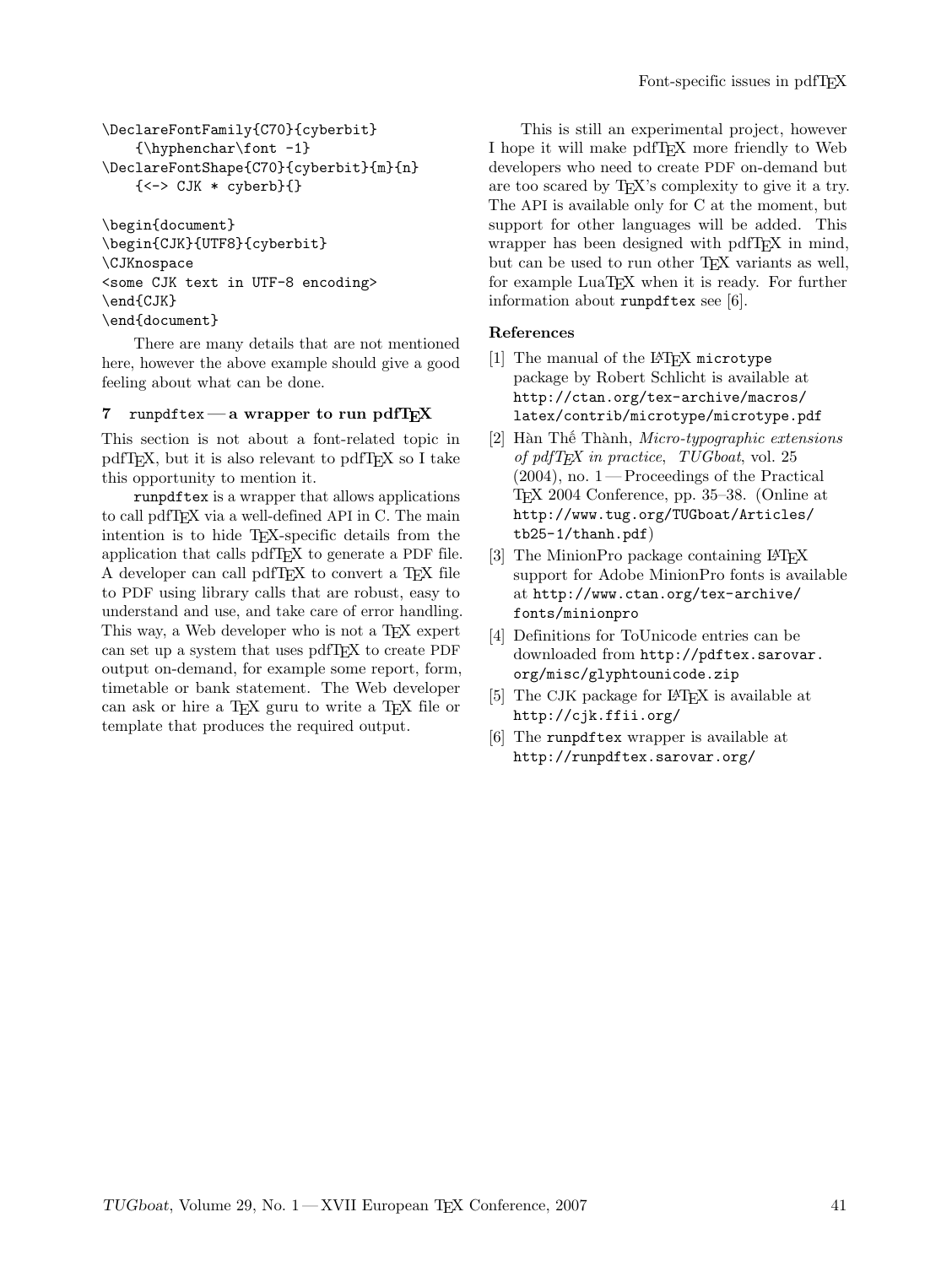```
\DeclareFontFamily{C70}{cyberbit}
    {\hyphenchar\font -1}
\DeclareFontShape{C70}{cyberbit}{m}{n}
    {<-> CJK * cyberb}{}

\begin{document}
\begin{CJK}{UTF8}{cyberbit}
\CJKnospace
<some CJK text in UTF-8 encoding>
\end{CJK}
\end{document}
```

There are many details that are not mentioned here, however the above example should give a good feeling about what can be done.

## 7 runpdftex — a wrapper to run pdfTEX

This section is not about a font-related topic in pdfTEX, but it is also relevant to pdfTEX so I take this opportunity to mention it.

`runpdftex` is a wrapper that allows applications to call pdfTEX via a well-defined API in C. The main intention is to hide TEX-specific details from the application that calls pdfTEX to generate a PDF file. A developer can call pdfTEX to convert a TEX file to PDF using library calls that are robust, easy to understand and use, and take care of error handling. This way, a Web developer who is not a TEX expert can set up a system that uses pdfTEX to create PDF output on-demand, for example some report, form, timetable or bank statement. The Web developer can ask or hire a TEX guru to write a TEX file or template that produces the required output.

This is still an experimental project, however I hope it will make pdfTEX more friendly to Web developers who need to create PDF on-demand but are too scared by TEX's complexity to give it a try. The API is available only for C at the moment, but support for other languages will be added. This wrapper has been designed with pdfTEX in mind, but can be used to run other TEX variants as well, for example LuaTEX when it is ready. For further information about `runpdftex` see [6].

### References

[1] The manual of the LATEX `microtype` package by Robert Schlicht is available at `http://ctan.org/tex-archive/macros/latex/contrib/microtype/microtype.pdf`

[2] Hàn Thế Thành, *Micro-typographic extensions of pdfTEX in practice*, *TUGboat*, vol. 25 (2004), no. 1 — Proceedings of the Practical TEX 2004 Conference, pp. 35–38. (Online at `http://www.tug.org/TUGboat/Articles/tb25-1/thanh.pdf`)

[3] The MinionPro package containing LATEX support for Adobe MinionPro fonts is available at `http://www.ctan.org/tex-archive/fonts/minionpro`

[4] Definitions for ToUnicode entries can be downloaded from `http://pdftex.sarovar.org/misc/glyphtounicode.zip`

[5] The CJK package for LATEX is available at `http://cjk.ffii.org/`

[6] The `runpdftex` wrapper is available at `http://runpdftex.sarovar.org/`